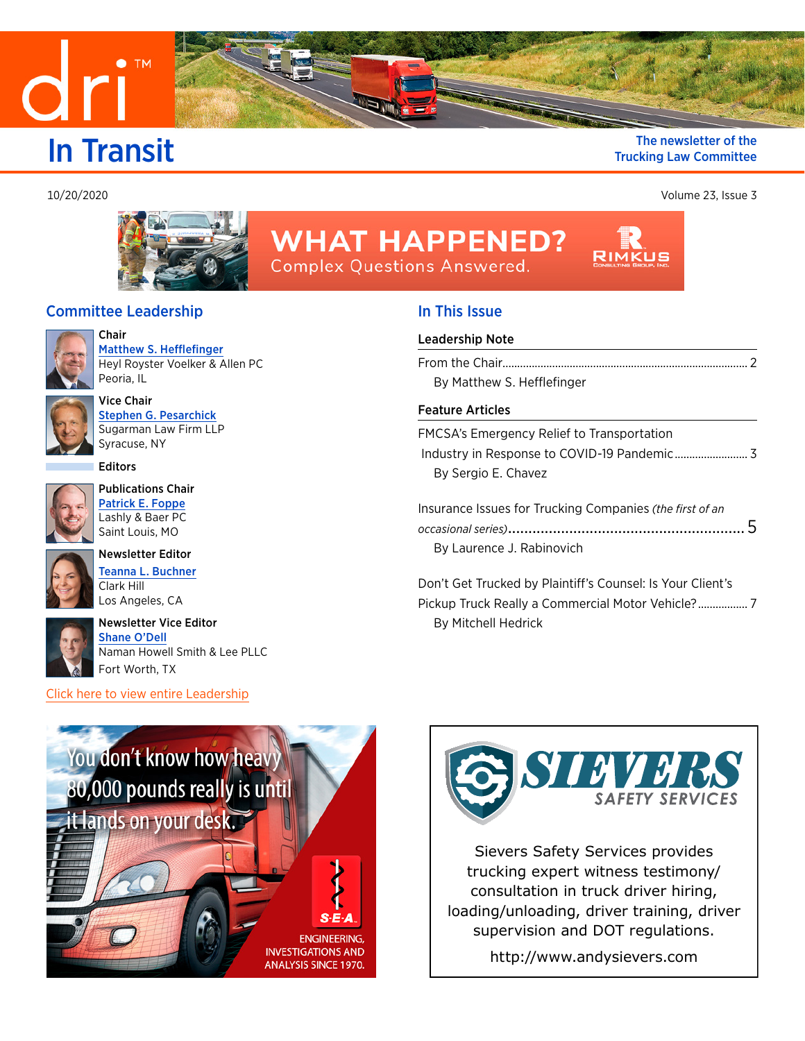# In Transit

The newsletter of the Trucking Law Committee

10/20/2020

Volume 23, Issue 3

WHAT HAPPENED? Complex Questions Answered. RIMKUS CONSULTING GROUP, INC.

## Committee Leadership

**Chair**
Matthew S. Hefflefinger
Heyl Royster Voelker & Allen PC
Peoria, IL

**Vice Chair**
Stephen G. Pesarchick
Sugarman Law Firm LLP
Syracuse, NY

**Editors**

**Publications Chair**
Patrick E. Foppe
Lashly & Baer PC
Saint Louis, MO

**Newsletter Editor**
Teanna L. Buchner
Clark Hill
Los Angeles, CA

**Newsletter Vice Editor**
Shane O'Dell
Naman Howell Smith & Lee PLLC
Fort Worth, TX

Click here to view entire Leadership

## In This Issue

**Leadership Note**

From the Chair .................. 2
By Matthew S. Hefflefinger

**Feature Articles**

FMCSA's Emergency Relief to Transportation Industry in Response to COVID-19 Pandemic .................. 3
By Sergio E. Chavez

Insurance Issues for Trucking Companies *(the first of an occasional series)* .................. 5
By Laurence J. Rabinovich

Don't Get Trucked by Plaintiff's Counsel: Is Your Client's Pickup Truck Really a Commercial Motor Vehicle? .................. 7
By Mitchell Hedrick

You don't know how heavy 80,000 pounds really is until it lands on your desk.

S-E-A ENGINEERING, INVESTIGATIONS AND ANALYSIS SINCE 1970.

SIEVERS SAFETY SERVICES

Sievers Safety Services provides trucking expert witness testimony/consultation in truck driver hiring, loading/unloading, driver training, driver supervision and DOT regulations.

http://www.andysievers.com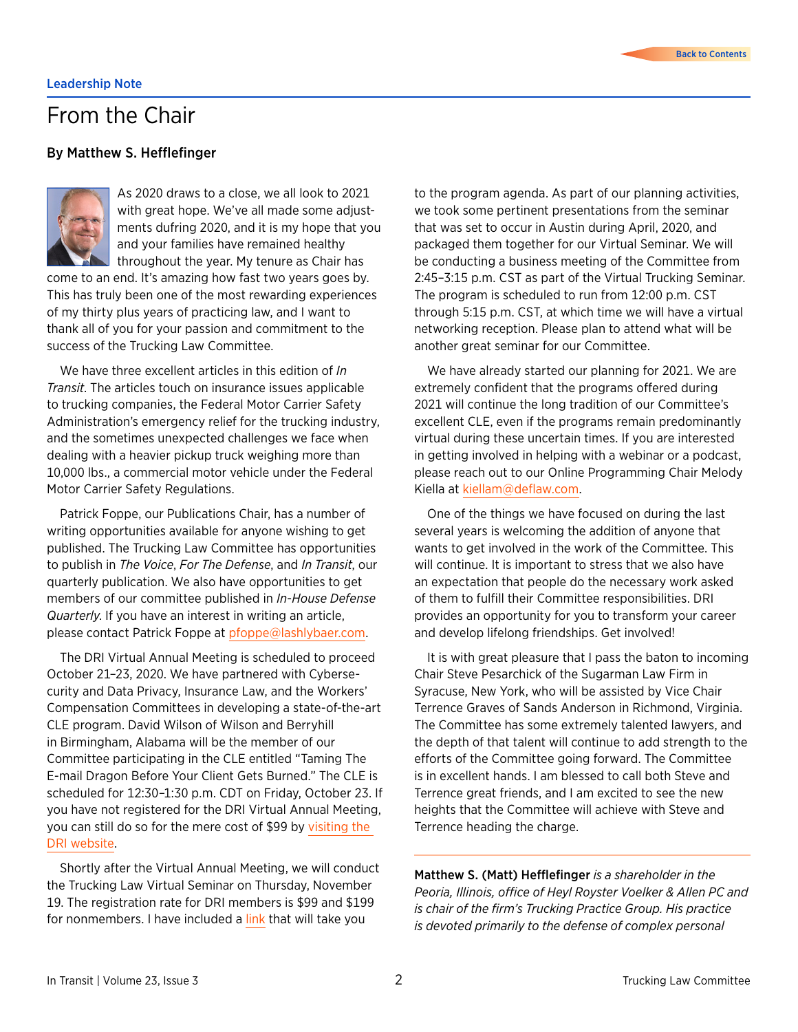Leadership Note

# From the Chair

**By Matthew S. Hefflefinger**

As 2020 draws to a close, we all look to 2021 with great hope. We've all made some adjustments dufring 2020, and it is my hope that you and your families have remained healthy throughout the year. My tenure as Chair has come to an end. It's amazing how fast two years goes by. This has truly been one of the most rewarding experiences of my thirty plus years of practicing law, and I want to thank all of you for your passion and commitment to the success of the Trucking Law Committee.

We have three excellent articles in this edition of *In Transit*. The articles touch on insurance issues applicable to trucking companies, the Federal Motor Carrier Safety Administration's emergency relief for the trucking industry, and the sometimes unexpected challenges we face when dealing with a heavier pickup truck weighing more than 10,000 lbs., a commercial motor vehicle under the Federal Motor Carrier Safety Regulations.

Patrick Foppe, our Publications Chair, has a number of writing opportunities available for anyone wishing to get published. The Trucking Law Committee has opportunities to publish in *The Voice*, *For The Defense*, and *In Transit*, our quarterly publication. We also have opportunities to get members of our committee published in *In-House Defense Quarterly*. If you have an interest in writing an article, please contact Patrick Foppe at pfoppe@lashlybaer.com.

The DRI Virtual Annual Meeting is scheduled to proceed October 21–23, 2020. We have partnered with Cybersecurity and Data Privacy, Insurance Law, and the Workers' Compensation Committees in developing a state-of-the-art CLE program. David Wilson of Wilson and Berryhill in Birmingham, Alabama will be the member of our Committee participating in the CLE entitled "Taming The E-mail Dragon Before Your Client Gets Burned." The CLE is scheduled for 12:30–1:30 p.m. CDT on Friday, October 23. If you have not registered for the DRI Virtual Annual Meeting, you can still do so for the mere cost of $99 by visiting the DRI website.

Shortly after the Virtual Annual Meeting, we will conduct the Trucking Law Virtual Seminar on Thursday, November 19. The registration rate for DRI members is $99 and $199 for nonmembers. I have included a link that will take you to the program agenda. As part of our planning activities, we took some pertinent presentations from the seminar that was set to occur in Austin during April, 2020, and packaged them together for our Virtual Seminar. We will be conducting a business meeting of the Committee from 2:45–3:15 p.m. CST as part of the Virtual Trucking Seminar. The program is scheduled to run from 12:00 p.m. CST through 5:15 p.m. CST, at which time we will have a virtual networking reception. Please plan to attend what will be another great seminar for our Committee.

We have already started our planning for 2021. We are extremely confident that the programs offered during 2021 will continue the long tradition of our Committee's excellent CLE, even if the programs remain predominantly virtual during these uncertain times. If you are interested in getting involved in helping with a webinar or a podcast, please reach out to our Online Programming Chair Melody Kiella at kiellam@deflaw.com.

One of the things we have focused on during the last several years is welcoming the addition of anyone that wants to get involved in the work of the Committee. This will continue. It is important to stress that we also have an expectation that people do the necessary work asked of them to fulfill their Committee responsibilities. DRI provides an opportunity for you to transform your career and develop lifelong friendships. Get involved!

It is with great pleasure that I pass the baton to incoming Chair Steve Pesarchick of the Sugarman Law Firm in Syracuse, New York, who will be assisted by Vice Chair Terrence Graves of Sands Anderson in Richmond, Virginia. The Committee has some extremely talented lawyers, and the depth of that talent will continue to add strength to the efforts of the Committee going forward. The Committee is in excellent hands. I am blessed to call both Steve and Terrence great friends, and I am excited to see the new heights that the Committee will achieve with Steve and Terrence heading the charge.

---

**Matthew S. (Matt) Hefflefinger** *is a shareholder in the Peoria, Illinois, office of Heyl Royster Voelker & Allen PC and is chair of the firm's Trucking Practice Group. His practice is devoted primarily to the defense of complex personal*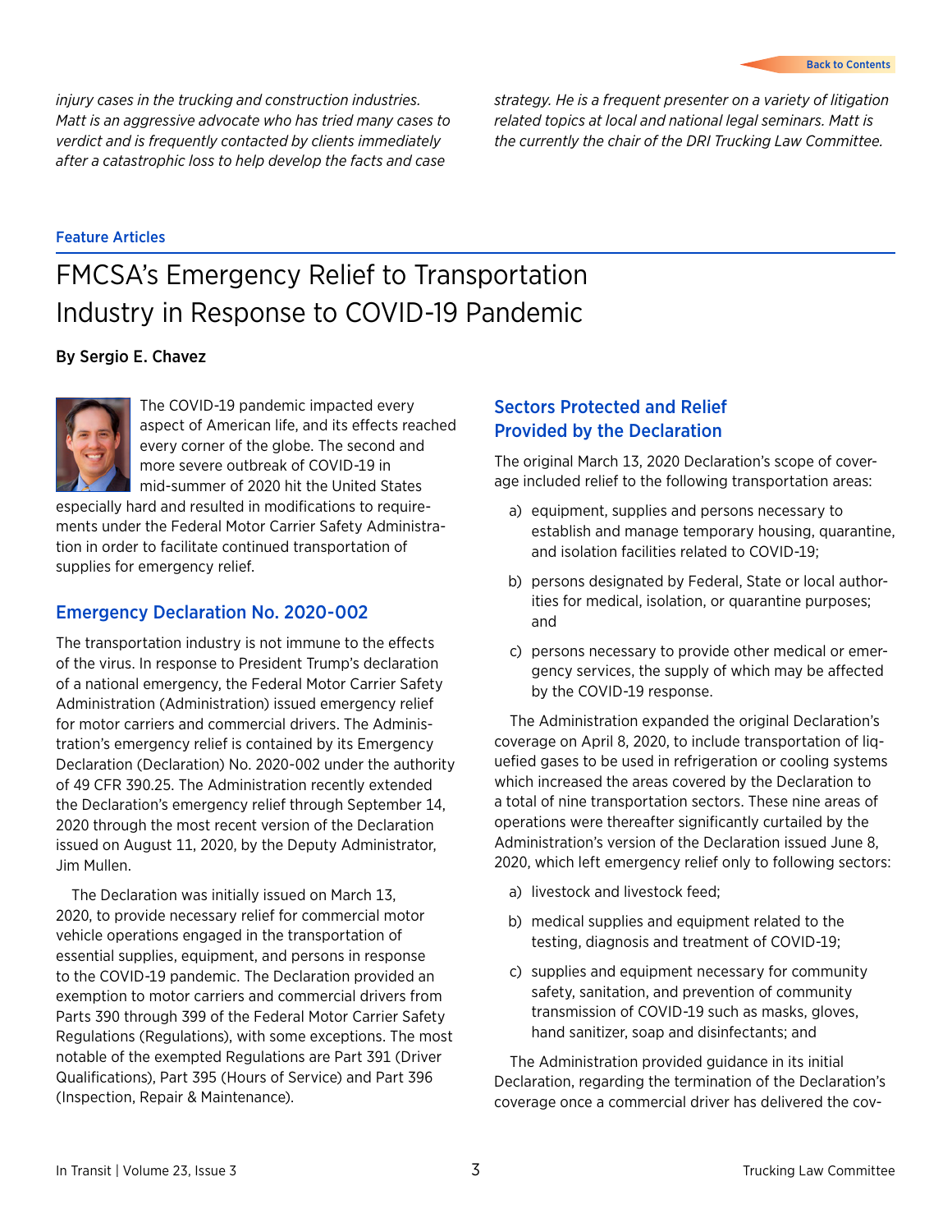*injury cases in the trucking and construction industries. Matt is an aggressive advocate who has tried many cases to verdict and is frequently contacted by clients immediately after a catastrophic loss to help develop the facts and case strategy. He is a frequent presenter on a variety of litigation related topics at local and national legal seminars. Matt is the currently the chair of the DRI Trucking Law Committee.*

Feature Articles

# FMCSA's Emergency Relief to Transportation Industry in Response to COVID-19 Pandemic

**By Sergio E. Chavez**

The COVID-19 pandemic impacted every aspect of American life, and its effects reached every corner of the globe. The second and more severe outbreak of COVID-19 in mid-summer of 2020 hit the United States especially hard and resulted in modifications to requirements under the Federal Motor Carrier Safety Administration in order to facilitate continued transportation of supplies for emergency relief.

## Emergency Declaration No. 2020-002

The transportation industry is not immune to the effects of the virus. In response to President Trump's declaration of a national emergency, the Federal Motor Carrier Safety Administration (Administration) issued emergency relief for motor carriers and commercial drivers. The Administration's emergency relief is contained by its Emergency Declaration (Declaration) No. 2020-002 under the authority of 49 CFR 390.25. The Administration recently extended the Declaration's emergency relief through September 14, 2020 through the most recent version of the Declaration issued on August 11, 2020, by the Deputy Administrator, Jim Mullen.

The Declaration was initially issued on March 13, 2020, to provide necessary relief for commercial motor vehicle operations engaged in the transportation of essential supplies, equipment, and persons in response to the COVID-19 pandemic. The Declaration provided an exemption to motor carriers and commercial drivers from Parts 390 through 399 of the Federal Motor Carrier Safety Regulations (Regulations), with some exceptions. The most notable of the exempted Regulations are Part 391 (Driver Qualifications), Part 395 (Hours of Service) and Part 396 (Inspection, Repair & Maintenance).

## Sectors Protected and Relief Provided by the Declaration

The original March 13, 2020 Declaration's scope of coverage included relief to the following transportation areas:

a) equipment, supplies and persons necessary to establish and manage temporary housing, quarantine, and isolation facilities related to COVID-19;

b) persons designated by Federal, State or local authorities for medical, isolation, or quarantine purposes; and

c) persons necessary to provide other medical or emergency services, the supply of which may be affected by the COVID-19 response.

The Administration expanded the original Declaration's coverage on April 8, 2020, to include transportation of liquefied gases to be used in refrigeration or cooling systems which increased the areas covered by the Declaration to a total of nine transportation sectors. These nine areas of operations were thereafter significantly curtailed by the Administration's version of the Declaration issued June 8, 2020, which left emergency relief only to following sectors:

a) livestock and livestock feed;

b) medical supplies and equipment related to the testing, diagnosis and treatment of COVID-19;

c) supplies and equipment necessary for community safety, sanitation, and prevention of community transmission of COVID-19 such as masks, gloves, hand sanitizer, soap and disinfectants; and

The Administration provided guidance in its initial Declaration, regarding the termination of the Declaration's coverage once a commercial driver has delivered the cov-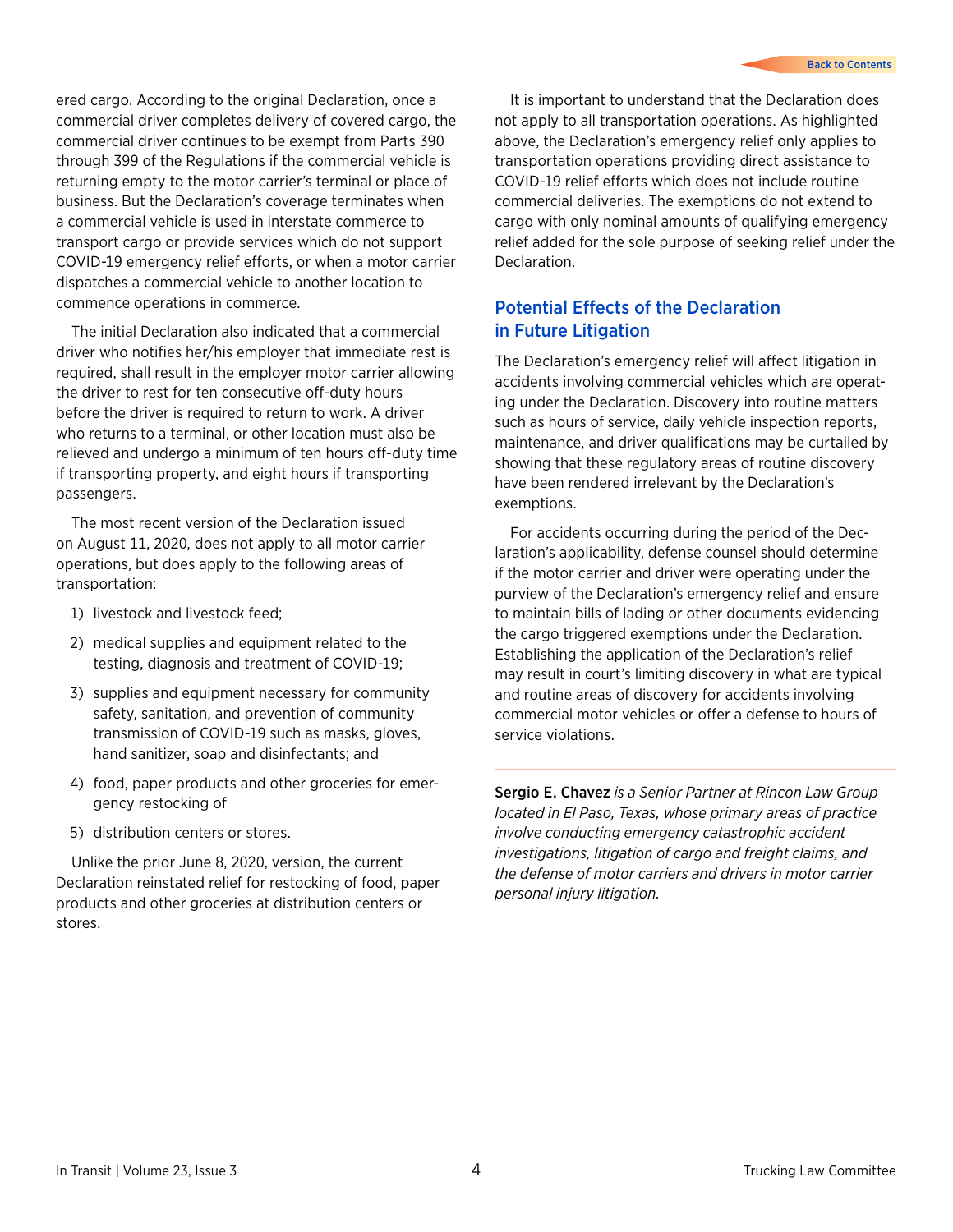ered cargo. According to the original Declaration, once a commercial driver completes delivery of covered cargo, the commercial driver continues to be exempt from Parts 390 through 399 of the Regulations if the commercial vehicle is returning empty to the motor carrier's terminal or place of business. But the Declaration's coverage terminates when a commercial vehicle is used in interstate commerce to transport cargo or provide services which do not support COVID-19 emergency relief efforts, or when a motor carrier dispatches a commercial vehicle to another location to commence operations in commerce.

The initial Declaration also indicated that a commercial driver who notifies her/his employer that immediate rest is required, shall result in the employer motor carrier allowing the driver to rest for ten consecutive off-duty hours before the driver is required to return to work. A driver who returns to a terminal, or other location must also be relieved and undergo a minimum of ten hours off-duty time if transporting property, and eight hours if transporting passengers.

The most recent version of the Declaration issued on August 11, 2020, does not apply to all motor carrier operations, but does apply to the following areas of transportation:

1) livestock and livestock feed;
2) medical supplies and equipment related to the testing, diagnosis and treatment of COVID-19;
3) supplies and equipment necessary for community safety, sanitation, and prevention of community transmission of COVID-19 such as masks, gloves, hand sanitizer, soap and disinfectants; and
4) food, paper products and other groceries for emergency restocking of
5) distribution centers or stores.

Unlike the prior June 8, 2020, version, the current Declaration reinstated relief for restocking of food, paper products and other groceries at distribution centers or stores.

It is important to understand that the Declaration does not apply to all transportation operations. As highlighted above, the Declaration's emergency relief only applies to transportation operations providing direct assistance to COVID-19 relief efforts which does not include routine commercial deliveries. The exemptions do not extend to cargo with only nominal amounts of qualifying emergency relief added for the sole purpose of seeking relief under the Declaration.

## Potential Effects of the Declaration in Future Litigation

The Declaration's emergency relief will affect litigation in accidents involving commercial vehicles which are operating under the Declaration. Discovery into routine matters such as hours of service, daily vehicle inspection reports, maintenance, and driver qualifications may be curtailed by showing that these regulatory areas of routine discovery have been rendered irrelevant by the Declaration's exemptions.

For accidents occurring during the period of the Declaration's applicability, defense counsel should determine if the motor carrier and driver were operating under the purview of the Declaration's emergency relief and ensure to maintain bills of lading or other documents evidencing the cargo triggered exemptions under the Declaration. Establishing the application of the Declaration's relief may result in court's limiting discovery in what are typical and routine areas of discovery for accidents involving commercial motor vehicles or offer a defense to hours of service violations.

---

**Sergio E. Chavez** *is a Senior Partner at Rincon Law Group located in El Paso, Texas, whose primary areas of practice involve conducting emergency catastrophic accident investigations, litigation of cargo and freight claims, and the defense of motor carriers and drivers in motor carrier personal injury litigation.*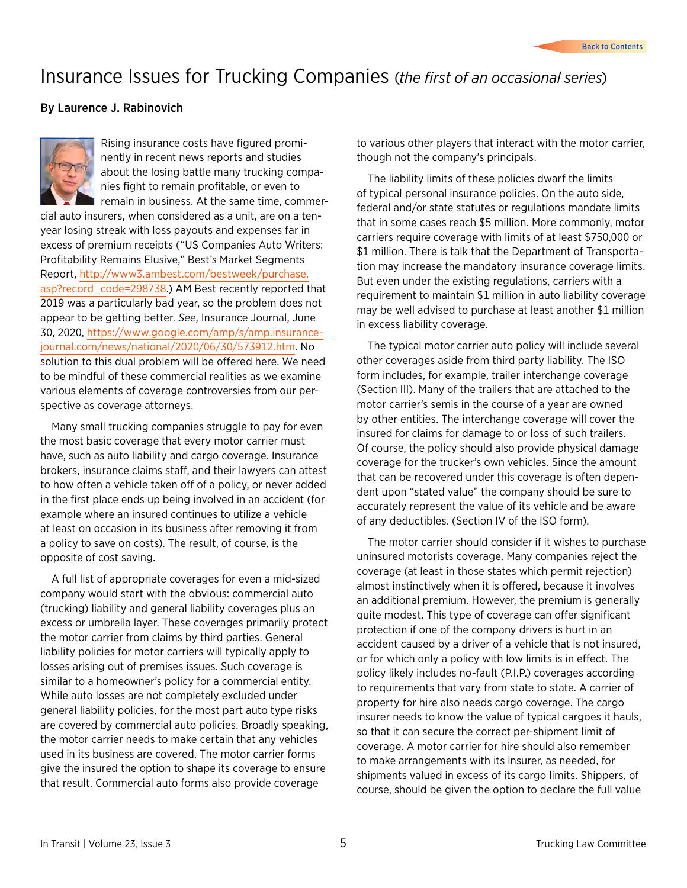# Insurance Issues for Trucking Companies *(the first of an occasional series)*

**By Laurence J. Rabinovich**

Rising insurance costs have figured prominently in recent news reports and studies about the losing battle many trucking companies fight to remain profitable, or even to remain in business. At the same time, commercial auto insurers, when considered as a unit, are on a ten-year losing streak with loss payouts and expenses far in excess of premium receipts ("US Companies Auto Writers: Profitability Remains Elusive," Best's Market Segments Report, http://www3.ambest.com/bestweek/purchase.asp?record_code=298738.) AM Best recently reported that 2019 was a particularly bad year, so the problem does not appear to be getting better. *See*, Insurance Journal, June 30, 2020, https://www.google.com/amp/s/amp.insurancejournal.com/news/national/2020/06/30/573912.htm. No solution to this dual problem will be offered here. We need to be mindful of these commercial realities as we examine various elements of coverage controversies from our perspective as coverage attorneys.

Many small trucking companies struggle to pay for even the most basic coverage that every motor carrier must have, such as auto liability and cargo coverage. Insurance brokers, insurance claims staff, and their lawyers can attest to how often a vehicle taken off of a policy, or never added in the first place ends up being involved in an accident (for example where an insured continues to utilize a vehicle at least on occasion in its business after removing it from a policy to save on costs). The result, of course, is the opposite of cost saving.

A full list of appropriate coverages for even a mid-sized company would start with the obvious: commercial auto (trucking) liability and general liability coverages plus an excess or umbrella layer. These coverages primarily protect the motor carrier from claims by third parties. General liability policies for motor carriers will typically apply to losses arising out of premises issues. Such coverage is similar to a homeowner's policy for a commercial entity. While auto losses are not completely excluded under general liability policies, for the most part auto type risks are covered by commercial auto policies. Broadly speaking, the motor carrier needs to make certain that any vehicles used in its business are covered. The motor carrier forms give the insured the option to shape its coverage to ensure that result. Commercial auto forms also provide coverage to various other players that interact with the motor carrier, though not the company's principals.

The liability limits of these policies dwarf the limits of typical personal insurance policies. On the auto side, federal and/or state statutes or regulations mandate limits that in some cases reach $5 million. More commonly, motor carriers require coverage with limits of at least $750,000 or $1 million. There is talk that the Department of Transportation may increase the mandatory insurance coverage limits. But even under the existing regulations, carriers with a requirement to maintain $1 million in auto liability coverage may be well advised to purchase at least another $1 million in excess liability coverage.

The typical motor carrier auto policy will include several other coverages aside from third party liability. The ISO form includes, for example, trailer interchange coverage (Section III). Many of the trailers that are attached to the motor carrier's semis in the course of a year are owned by other entities. The interchange coverage will cover the insured for claims for damage to or loss of such trailers. Of course, the policy should also provide physical damage coverage for the trucker's own vehicles. Since the amount that can be recovered under this coverage is often dependent upon "stated value" the company should be sure to accurately represent the value of its vehicle and be aware of any deductibles. (Section IV of the ISO form).

The motor carrier should consider if it wishes to purchase uninsured motorists coverage. Many companies reject the coverage (at least in those states which permit rejection) almost instinctively when it is offered, because it involves an additional premium. However, the premium is generally quite modest. This type of coverage can offer significant protection if one of the company drivers is hurt in an accident caused by a driver of a vehicle that is not insured, or for which only a policy with low limits is in effect. The policy likely includes no-fault (P.I.P.) coverages according to requirements that vary from state to state. A carrier of property for hire also needs cargo coverage. The cargo insurer needs to know the value of typical cargoes it hauls, so that it can secure the correct per-shipment limit of coverage. A motor carrier for hire should also remember to make arrangements with its insurer, as needed, for shipments valued in excess of its cargo limits. Shippers, of course, should be given the option to declare the full value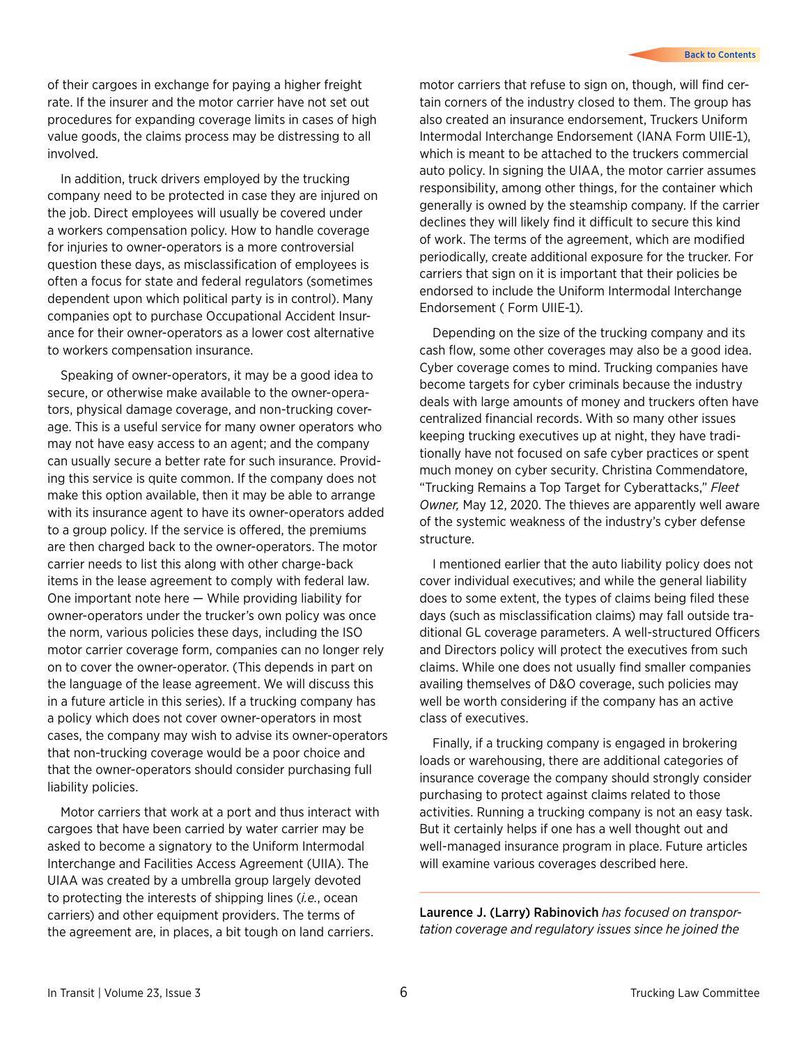of their cargoes in exchange for paying a higher freight rate. If the insurer and the motor carrier have not set out procedures for expanding coverage limits in cases of high value goods, the claims process may be distressing to all involved.

In addition, truck drivers employed by the trucking company need to be protected in case they are injured on the job. Direct employees will usually be covered under a workers compensation policy. How to handle coverage for injuries to owner-operators is a more controversial question these days, as misclassification of employees is often a focus for state and federal regulators (sometimes dependent upon which political party is in control). Many companies opt to purchase Occupational Accident Insurance for their owner-operators as a lower cost alternative to workers compensation insurance.

Speaking of owner-operators, it may be a good idea to secure, or otherwise make available to the owner-operators, physical damage coverage, and non-trucking coverage. This is a useful service for many owner operators who may not have easy access to an agent; and the company can usually secure a better rate for such insurance. Providing this service is quite common. If the company does not make this option available, then it may be able to arrange with its insurance agent to have its owner-operators added to a group policy. If the service is offered, the premiums are then charged back to the owner-operators. The motor carrier needs to list this along with other charge-back items in the lease agreement to comply with federal law. One important note here — While providing liability for owner-operators under the trucker's own policy was once the norm, various policies these days, including the ISO motor carrier coverage form, companies can no longer rely on to cover the owner-operator. (This depends in part on the language of the lease agreement. We will discuss this in a future article in this series). If a trucking company has a policy which does not cover owner-operators in most cases, the company may wish to advise its owner-operators that non-trucking coverage would be a poor choice and that the owner-operators should consider purchasing full liability policies.

Motor carriers that work at a port and thus interact with cargoes that have been carried by water carrier may be asked to become a signatory to the Uniform Intermodal Interchange and Facilities Access Agreement (UIIA). The UIAA was created by a umbrella group largely devoted to protecting the interests of shipping lines (*i.e.*, ocean carriers) and other equipment providers. The terms of the agreement are, in places, a bit tough on land carriers. motor carriers that refuse to sign on, though, will find certain corners of the industry closed to them. The group has also created an insurance endorsement, Truckers Uniform Intermodal Interchange Endorsement (IANA Form UIIE-1), which is meant to be attached to the truckers commercial auto policy. In signing the UIAA, the motor carrier assumes responsibility, among other things, for the container which generally is owned by the steamship company. If the carrier declines they will likely find it difficult to secure this kind of work. The terms of the agreement, which are modified periodically, create additional exposure for the trucker. For carriers that sign on it is important that their policies be endorsed to include the Uniform Intermodal Interchange Endorsement ( Form UIIE-1).

Depending on the size of the trucking company and its cash flow, some other coverages may also be a good idea. Cyber coverage comes to mind. Trucking companies have become targets for cyber criminals because the industry deals with large amounts of money and truckers often have centralized financial records. With so many other issues keeping trucking executives up at night, they have traditionally have not focused on safe cyber practices or spent much money on cyber security. Christina Commendatore, "Trucking Remains a Top Target for Cyberattacks," *Fleet Owner,* May 12, 2020. The thieves are apparently well aware of the systemic weakness of the industry's cyber defense structure.

I mentioned earlier that the auto liability policy does not cover individual executives; and while the general liability does to some extent, the types of claims being filed these days (such as misclassification claims) may fall outside traditional GL coverage parameters. A well-structured Officers and Directors policy will protect the executives from such claims. While one does not usually find smaller companies availing themselves of D&O coverage, such policies may well be worth considering if the company has an active class of executives.

Finally, if a trucking company is engaged in brokering loads or warehousing, there are additional categories of insurance coverage the company should strongly consider purchasing to protect against claims related to those activities. Running a trucking company is not an easy task. But it certainly helps if one has a well thought out and well-managed insurance program in place. Future articles will examine various coverages described here.

---

**Laurence J. (Larry) Rabinovich** *has focused on transportation coverage and regulatory issues since he joined the*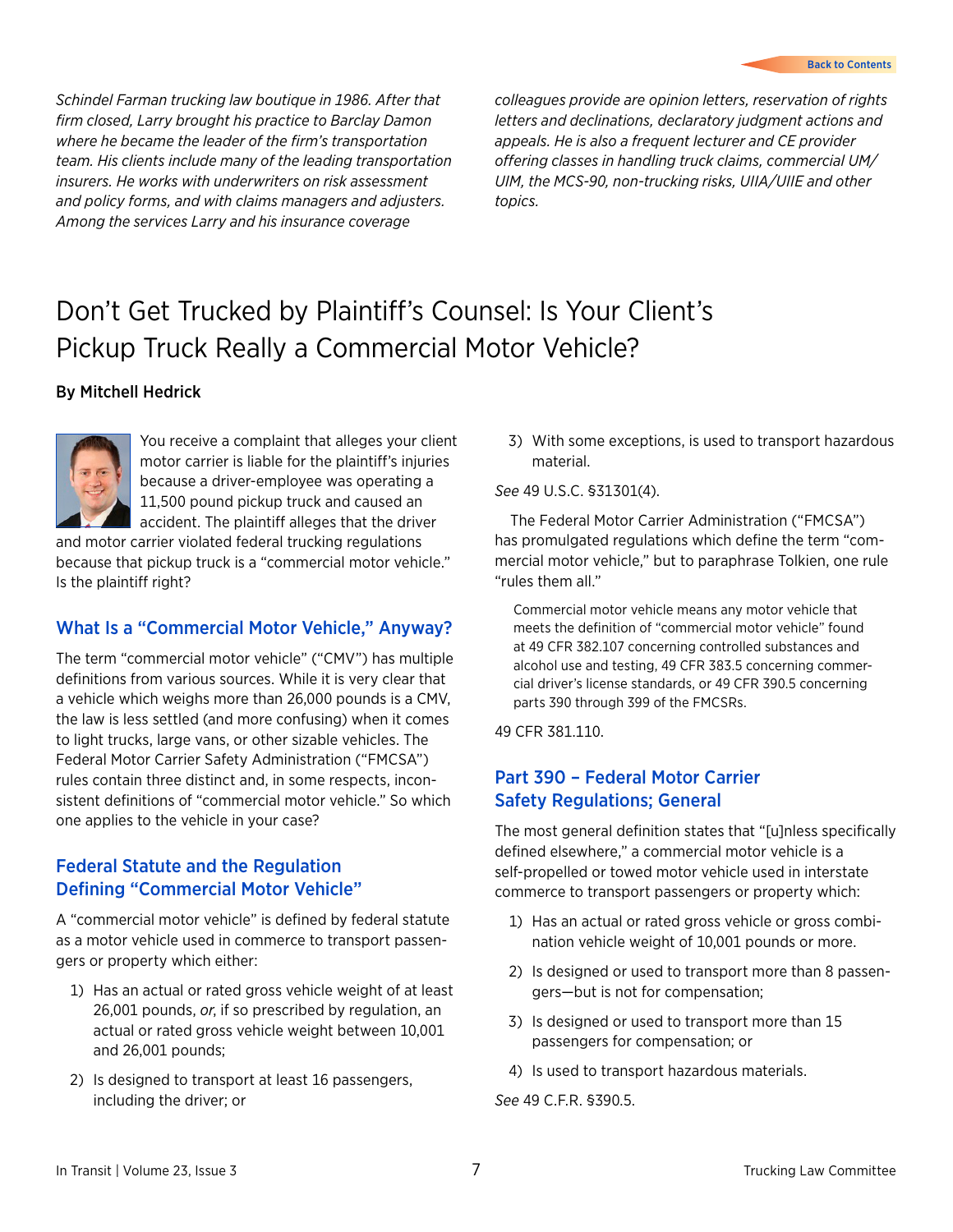*Schindel Farman trucking law boutique in 1986. After that firm closed, Larry brought his practice to Barclay Damon where he became the leader of the firm's transportation team. His clients include many of the leading transportation insurers. He works with underwriters on risk assessment and policy forms, and with claims managers and adjusters. Among the services Larry and his insurance coverage colleagues provide are opinion letters, reservation of rights letters and declinations, declaratory judgment actions and appeals. He is also a frequent lecturer and CE provider offering classes in handling truck claims, commercial UM/UIM, the MCS-90, non-trucking risks, UIIA/UIIE and other topics.*

# Don't Get Trucked by Plaintiff's Counsel: Is Your Client's Pickup Truck Really a Commercial Motor Vehicle?

**By Mitchell Hedrick**

You receive a complaint that alleges your client motor carrier is liable for the plaintiff's injuries because a driver-employee was operating a 11,500 pound pickup truck and caused an accident. The plaintiff alleges that the driver and motor carrier violated federal trucking regulations because that pickup truck is a "commercial motor vehicle." Is the plaintiff right?

## What Is a "Commercial Motor Vehicle," Anyway?

The term "commercial motor vehicle" ("CMV") has multiple definitions from various sources. While it is very clear that a vehicle which weighs more than 26,000 pounds is a CMV, the law is less settled (and more confusing) when it comes to light trucks, large vans, or other sizable vehicles. The Federal Motor Carrier Safety Administration ("FMCSA") rules contain three distinct and, in some respects, inconsistent definitions of "commercial motor vehicle." So which one applies to the vehicle in your case?

## Federal Statute and the Regulation Defining "Commercial Motor Vehicle"

A "commercial motor vehicle" is defined by federal statute as a motor vehicle used in commerce to transport passengers or property which either:

1) Has an actual or rated gross vehicle weight of at least 26,001 pounds, *or*, if so prescribed by regulation, an actual or rated gross vehicle weight between 10,001 and 26,001 pounds;

2) Is designed to transport at least 16 passengers, including the driver; or

3) With some exceptions, is used to transport hazardous material.

*See* 49 U.S.C. §31301(4).

The Federal Motor Carrier Administration ("FMCSA") has promulgated regulations which define the term "commercial motor vehicle," but to paraphrase Tolkien, one rule "rules them all."

> Commercial motor vehicle means any motor vehicle that meets the definition of "commercial motor vehicle" found at 49 CFR 382.107 concerning controlled substances and alcohol use and testing, 49 CFR 383.5 concerning commercial driver's license standards, or 49 CFR 390.5 concerning parts 390 through 399 of the FMCSRs.

49 CFR 381.110.

## Part 390 – Federal Motor Carrier Safety Regulations; General

The most general definition states that "[u]nless specifically defined elsewhere," a commercial motor vehicle is a self-propelled or towed motor vehicle used in interstate commerce to transport passengers or property which:

1) Has an actual or rated gross vehicle or gross combination vehicle weight of 10,001 pounds or more.

2) Is designed or used to transport more than 8 passengers—but is not for compensation;

3) Is designed or used to transport more than 15 passengers for compensation; or

4) Is used to transport hazardous materials.

*See* 49 C.F.R. §390.5.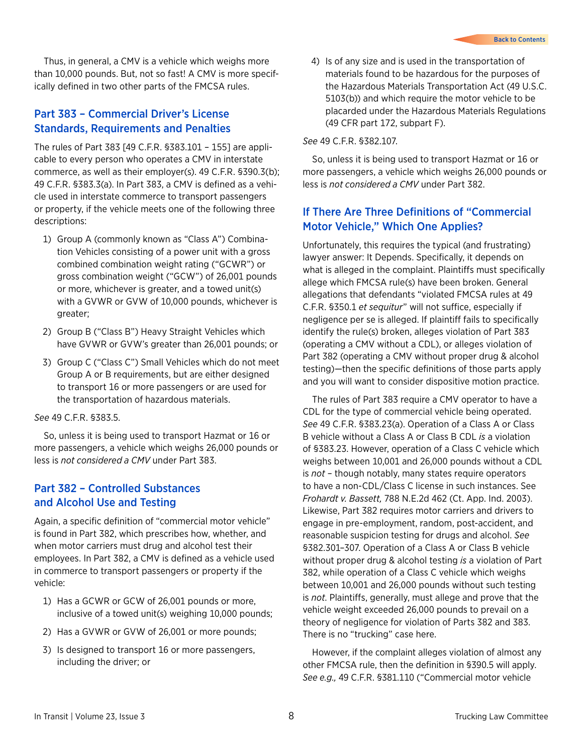Thus, in general, a CMV is a vehicle which weighs more than 10,000 pounds. But, not so fast! A CMV is more specifically defined in two other parts of the FMCSA rules.

## Part 383 – Commercial Driver's License Standards, Requirements and Penalties

The rules of Part 383 [49 C.F.R. §383.101 – 155] are applicable to every person who operates a CMV in interstate commerce, as well as their employer(s). 49 C.F.R. §390.3(b); 49 C.F.R. §383.3(a). In Part 383, a CMV is defined as a vehicle used in interstate commerce to transport passengers or property, if the vehicle meets one of the following three descriptions:

1) Group A (commonly known as "Class A") Combination Vehicles consisting of a power unit with a gross combined combination weight rating ("GCWR") or gross combination weight ("GCW") of 26,001 pounds or more, whichever is greater, and a towed unit(s) with a GVWR or GVW of 10,000 pounds, whichever is greater;
2) Group B ("Class B") Heavy Straight Vehicles which have GVWR or GVW's greater than 26,001 pounds; or
3) Group C ("Class C") Small Vehicles which do not meet Group A or B requirements, but are either designed to transport 16 or more passengers or are used for the transportation of hazardous materials.

*See* 49 C.F.R. §383.5.

So, unless it is being used to transport Hazmat or 16 or more passengers, a vehicle which weighs 26,000 pounds or less is *not considered a CMV* under Part 383.

## Part 382 – Controlled Substances and Alcohol Use and Testing

Again, a specific definition of "commercial motor vehicle" is found in Part 382, which prescribes how, whether, and when motor carriers must drug and alcohol test their employees. In Part 382, a CMV is defined as a vehicle used in commerce to transport passengers or property if the vehicle:

1) Has a GCWR or GCW of 26,001 pounds or more, inclusive of a towed unit(s) weighing 10,000 pounds;
2) Has a GVWR or GVW of 26,001 or more pounds;
3) Is designed to transport 16 or more passengers, including the driver; or
4) Is of any size and is used in the transportation of materials found to be hazardous for the purposes of the Hazardous Materials Transportation Act (49 U.S.C. 5103(b)) and which require the motor vehicle to be placarded under the Hazardous Materials Regulations (49 CFR part 172, subpart F).

*See* 49 C.F.R. §382.107.

So, unless it is being used to transport Hazmat or 16 or more passengers, a vehicle which weighs 26,000 pounds or less is *not considered a CMV* under Part 382.

## If There Are Three Definitions of "Commercial Motor Vehicle," Which One Applies?

Unfortunately, this requires the typical (and frustrating) lawyer answer: It Depends. Specifically, it depends on what is alleged in the complaint. Plaintiffs must specifically allege which FMCSA rule(s) have been broken. General allegations that defendants "violated FMCSA rules at 49 C.F.R. §350.1 *et sequitur*" will not suffice, especially if negligence per se is alleged. If plaintiff fails to specifically identify the rule(s) broken, alleges violation of Part 383 (operating a CMV without a CDL), or alleges violation of Part 382 (operating a CMV without proper drug & alcohol testing)—then the specific definitions of those parts apply and you will want to consider dispositive motion practice.

The rules of Part 383 require a CMV operator to have a CDL for the type of commercial vehicle being operated. *See* 49 C.F.R. §383.23(a). Operation of a Class A or Class B vehicle without a Class A or Class B CDL *is* a violation of §383.23. However, operation of a Class C vehicle which weighs between 10,001 and 26,000 pounds without a CDL is *not* – though notably, many states require operators to have a non-CDL/Class C license in such instances. See *Frohardt v. Bassett,* 788 N.E.2d 462 (Ct. App. Ind. 2003). Likewise, Part 382 requires motor carriers and drivers to engage in pre-employment, random, post-accident, and reasonable suspicion testing for drugs and alcohol. *See* §382.301–307. Operation of a Class A or Class B vehicle without proper drug & alcohol testing *is* a violation of Part 382, while operation of a Class C vehicle which weighs between 10,001 and 26,000 pounds without such testing is *not.* Plaintiffs, generally, must allege and prove that the vehicle weight exceeded 26,000 pounds to prevail on a theory of negligence for violation of Parts 382 and 383. There is no "trucking" case here.

However, if the complaint alleges violation of almost any other FMCSA rule, then the definition in §390.5 will apply. *See e.g.,* 49 C.F.R. §381.110 ("Commercial motor vehicle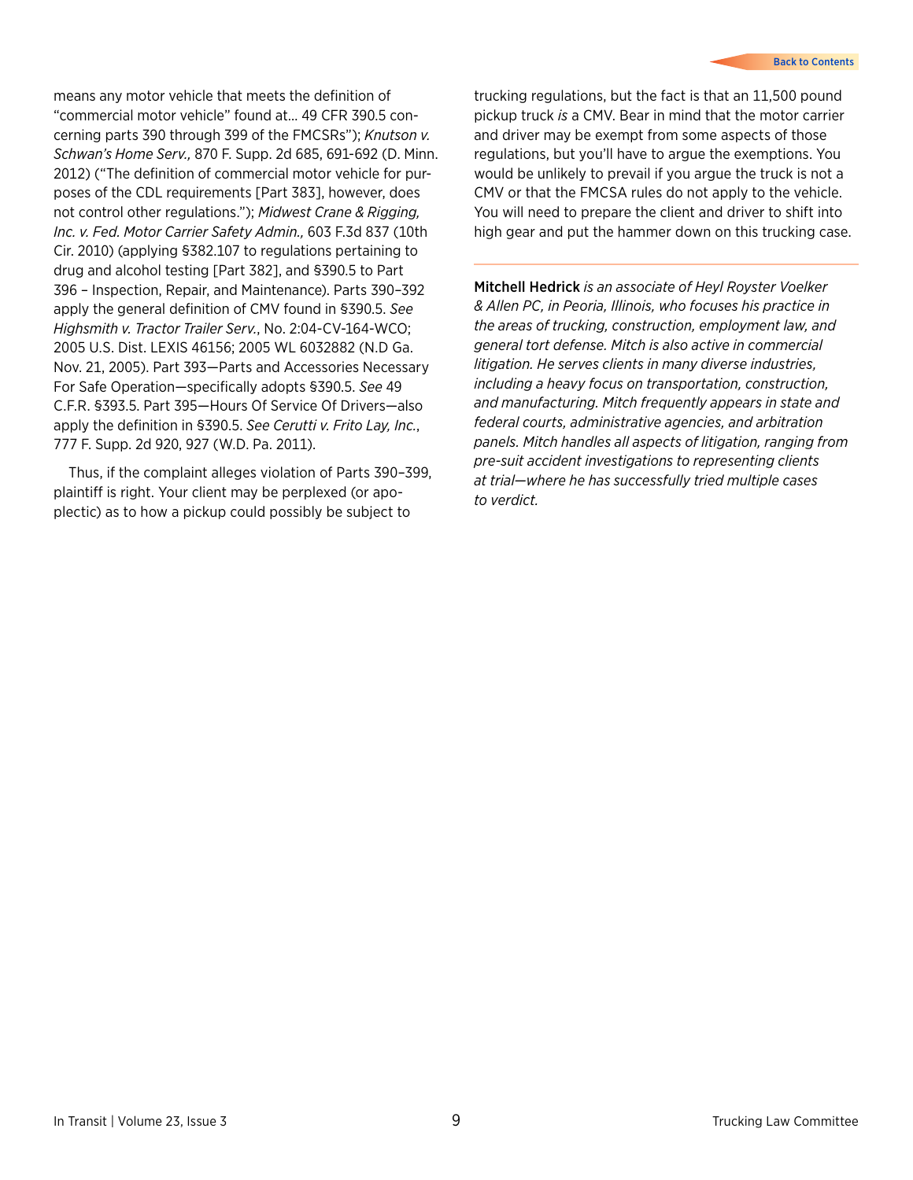means any motor vehicle that meets the definition of "commercial motor vehicle" found at… 49 CFR 390.5 concerning parts 390 through 399 of the FMCSRs"); *Knutson v. Schwan's Home Serv.,* 870 F. Supp. 2d 685, 691-692 (D. Minn. 2012) ("The definition of commercial motor vehicle for purposes of the CDL requirements [Part 383], however, does not control other regulations."); *Midwest Crane & Rigging, Inc. v. Fed. Motor Carrier Safety Admin.,* 603 F.3d 837 (10th Cir. 2010) (applying §382.107 to regulations pertaining to drug and alcohol testing [Part 382], and §390.5 to Part 396 – Inspection, Repair, and Maintenance). Parts 390–392 apply the general definition of CMV found in §390.5. *See Highsmith v. Tractor Trailer Serv.*, No. 2:04-CV-164-WCO; 2005 U.S. Dist. LEXIS 46156; 2005 WL 6032882 (N.D Ga. Nov. 21, 2005). Part 393—Parts and Accessories Necessary For Safe Operation—specifically adopts §390.5. *See* 49 C.F.R. §393.5. Part 395—Hours Of Service Of Drivers—also apply the definition in §390.5. *See Cerutti v. Frito Lay, Inc.*, 777 F. Supp. 2d 920, 927 (W.D. Pa. 2011).

Thus, if the complaint alleges violation of Parts 390–399, plaintiff is right. Your client may be perplexed (or apoplectic) as to how a pickup could possibly be subject to trucking regulations, but the fact is that an 11,500 pound pickup truck *is* a CMV. Bear in mind that the motor carrier and driver may be exempt from some aspects of those regulations, but you'll have to argue the exemptions. You would be unlikely to prevail if you argue the truck is not a CMV or that the FMCSA rules do not apply to the vehicle. You will need to prepare the client and driver to shift into high gear and put the hammer down on this trucking case.

---

**Mitchell Hedrick** *is an associate of Heyl Royster Voelker & Allen PC, in Peoria, Illinois, who focuses his practice in the areas of trucking, construction, employment law, and general tort defense. Mitch is also active in commercial litigation. He serves clients in many diverse industries, including a heavy focus on transportation, construction, and manufacturing. Mitch frequently appears in state and federal courts, administrative agencies, and arbitration panels. Mitch handles all aspects of litigation, ranging from pre-suit accident investigations to representing clients at trial—where he has successfully tried multiple cases to verdict.*